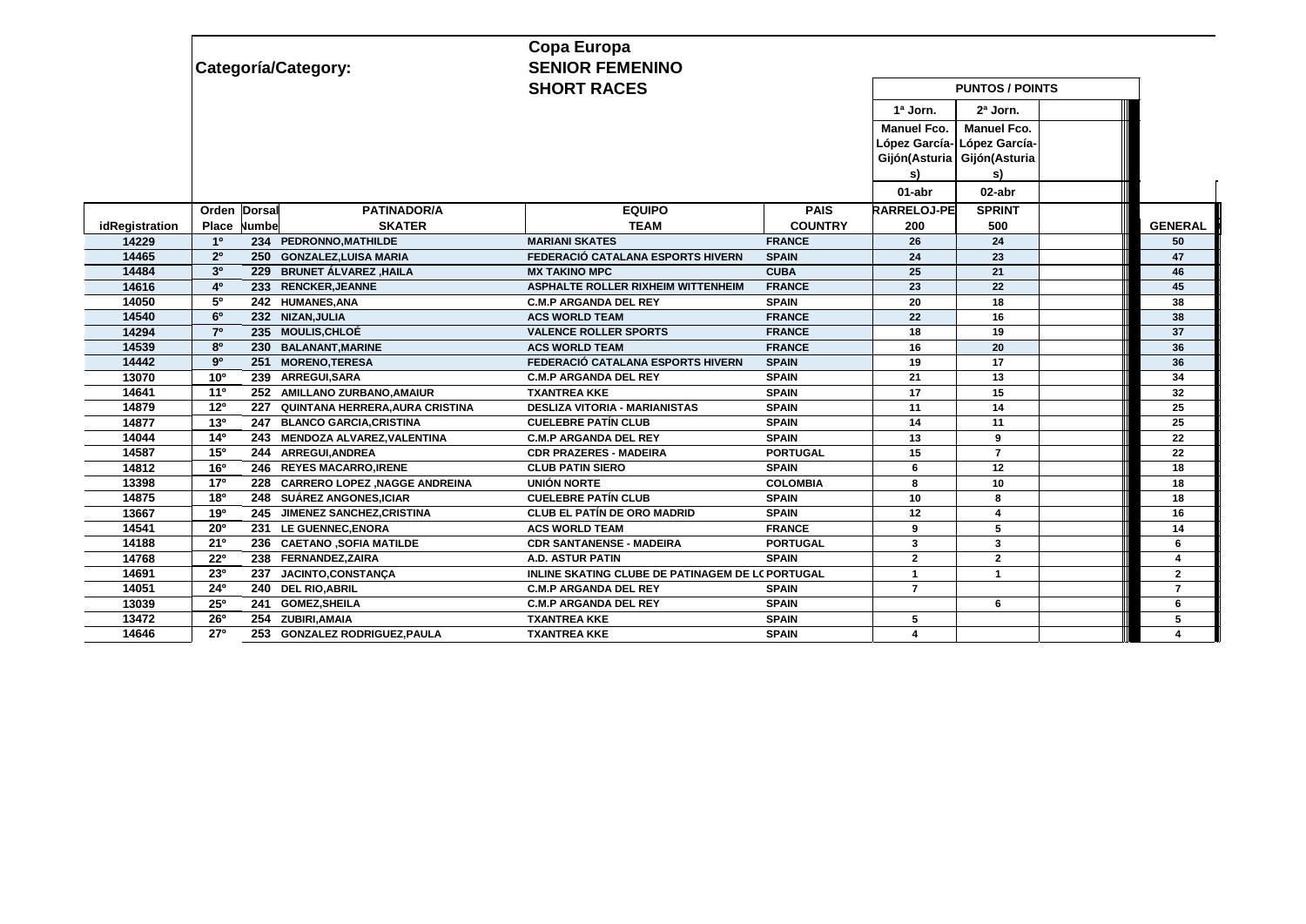Categoría/Category:

# Copa Europa
## SENIOR FEMENINO
## SHORT RACES

| idRegistration | Orden Place | Dorsal Number | PATINADOR/A SKATER | EQUIPO TEAM | PAIS COUNTRY | PUNTOS / POINTS 1ª Jorn. Manuel Fco. López García-Gijón(Asturias) 01-abr ARRELOJ-PE 200 | 2ª Jorn. Manuel Fco. López García-Gijón(Asturias) 02-abr SPRINT 500 | | GENERAL |
|---|---|---|---|---|---|---|---|---|---|
| 14229 | 1º | 234 | PEDRONNO,MATHILDE | MARIANI SKATES | FRANCE | 26 | 24 | | 50 |
| 14465 | 2º | 250 | GONZALEZ,LUISA MARIA | FEDERACIÓ CATALANA ESPORTS HIVERN | SPAIN | 24 | 23 | | 47 |
| 14484 | 3º | 229 | BRUNET ÁLVAREZ ,HAILA | MX TAKINO MPC | CUBA | 25 | 21 | | 46 |
| 14616 | 4º | 233 | RENCKER,JEANNE | ASPHALTE ROLLER RIXHEIM WITTENHEIM | FRANCE | 23 | 22 | | 45 |
| 14050 | 5º | 242 | HUMANES,ANA | C.M.P ARGANDA DEL REY | SPAIN | 20 | 18 | | 38 |
| 14540 | 6º | 232 | NIZAN,JULIA | ACS WORLD TEAM | FRANCE | 22 | 16 | | 38 |
| 14294 | 7º | 235 | MOULIS,CHLOÉ | VALENCE ROLLER SPORTS | FRANCE | 18 | 19 | | 37 |
| 14539 | 8º | 230 | BALANANT,MARINE | ACS WORLD TEAM | FRANCE | 16 | 20 | | 36 |
| 14442 | 9º | 251 | MORENO,TERESA | FEDERACIÓ CATALANA ESPORTS HIVERN | SPAIN | 19 | 17 | | 36 |
| 13070 | 10º | 239 | ARREGUI,SARA | C.M.P ARGANDA DEL REY | SPAIN | 21 | 13 | | 34 |
| 14641 | 11º | 252 | AMILLANO ZURBANO,AMAIUR | TXANTREA KKE | SPAIN | 17 | 15 | | 32 |
| 14879 | 12º | 227 | QUINTANA HERRERA,AURA CRISTINA | DESLIZA VITORIA - MARIANISTAS | SPAIN | 11 | 14 | | 25 |
| 14877 | 13º | 247 | BLANCO GARCIA,CRISTINA | CUELEBRE PATÍN CLUB | SPAIN | 14 | 11 | | 25 |
| 14044 | 14º | 243 | MENDOZA ALVAREZ,VALENTINA | C.M.P ARGANDA DEL REY | SPAIN | 13 | 9 | | 22 |
| 14587 | 15º | 244 | ARREGUI,ANDREA | CDR PRAZERES - MADEIRA | PORTUGAL | 15 | 7 | | 22 |
| 14812 | 16º | 246 | REYES MACARRO,IRENE | CLUB PATIN SIERO | SPAIN | 6 | 12 | | 18 |
| 13398 | 17º | 228 | CARRERO LOPEZ ,NAGGE ANDREINA | UNIÓN NORTE | COLOMBIA | 8 | 10 | | 18 |
| 14875 | 18º | 248 | SUÁREZ ANGONES,ICIAR | CUELEBRE PATÍN CLUB | SPAIN | 10 | 8 | | 18 |
| 13667 | 19º | 245 | JIMENEZ SANCHEZ,CRISTINA | CLUB EL PATÍN DE ORO MADRID | SPAIN | 12 | 4 | | 16 |
| 14541 | 20º | 231 | LE GUENNEC,ENORA | ACS WORLD TEAM | FRANCE | 9 | 5 | | 14 |
| 14188 | 21º | 236 | CAETANO ,SOFIA MATILDE | CDR SANTANENSE - MADEIRA | PORTUGAL | 3 | 3 | | 6 |
| 14768 | 22º | 238 | FERNANDEZ,ZAIRA | A.D. ASTUR PATIN | SPAIN | 2 | 2 | | 4 |
| 14691 | 23º | 237 | JACINTO,CONSTANÇA | INLINE SKATING CLUBE DE PATINAGEM DE LO | PORTUGAL | 1 | 1 | | 2 |
| 14051 | 24º | 240 | DEL RIO,ABRIL | C.M.P ARGANDA DEL REY | SPAIN | 7 | | | 7 |
| 13039 | 25º | 241 | GOMEZ,SHEILA | C.M.P ARGANDA DEL REY | SPAIN | | 6 | | 6 |
| 13472 | 26º | 254 | ZUBIRI,AMAIA | TXANTREA KKE | SPAIN | 5 | | | 5 |
| 14646 | 27º | 253 | GONZALEZ RODRIGUEZ,PAULA | TXANTREA KKE | SPAIN | 4 | | | 4 |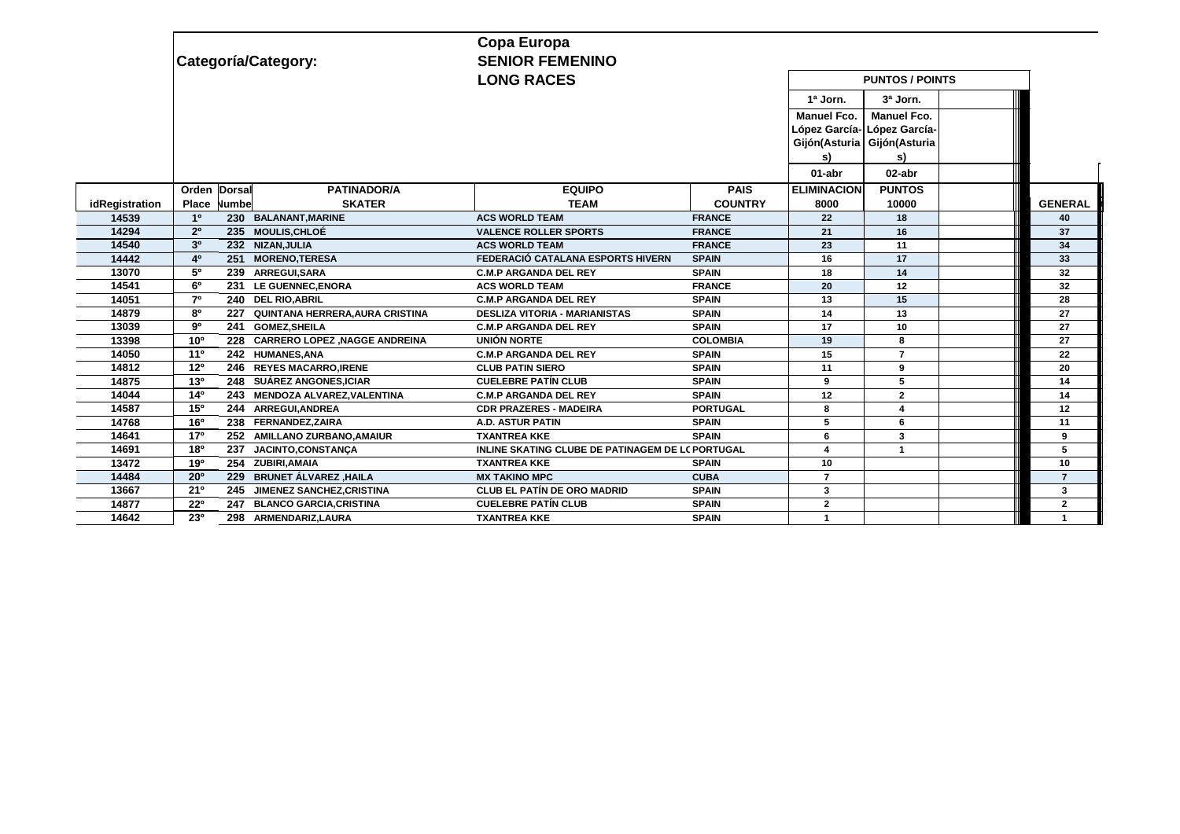| | | | Categoría/Category: | Copa Europa SENIOR FEMENINO LONG RACES | | PUNTOS / POINTS | | | |
|---|---|---|---|---|---|---|---|---|---|
| | | | | | | 1ª Jorn. | 3ª Jorn. | | |
| | | | | | | Manuel Fco. López García-Gijón(Asturias) | Manuel Fco. López García-Gijón(Asturias) | | |
| | | | | | | 01-abr | 02-abr | | |
| | Orden | Dorsal | PATINADOR/A | EQUIPO | PAIS | ELIMINACION | PUNTOS | | |
| idRegistration | Place | Numbe | SKATER | TEAM | COUNTRY | 8000 | 10000 | | GENERAL |
| 14539 | 1º | 230 | BALANANT,MARINE | ACS WORLD TEAM | FRANCE | 22 | 18 | | 40 |
| 14294 | 2º | 235 | MOULIS,CHLOÉ | VALENCE ROLLER SPORTS | FRANCE | 21 | 16 | | 37 |
| 14540 | 3º | 232 | NIZAN,JULIA | ACS WORLD TEAM | FRANCE | 23 | 11 | | 34 |
| 14442 | 4º | 251 | MORENO,TERESA | FEDERACIÓ CATALANA ESPORTS HIVERN | SPAIN | 16 | 17 | | 33 |
| 13070 | 5º | 239 | ARREGUI,SARA | C.M.P ARGANDA DEL REY | SPAIN | 18 | 14 | | 32 |
| 14541 | 6º | 231 | LE GUENNEC,ENORA | ACS WORLD TEAM | FRANCE | 20 | 12 | | 32 |
| 14051 | 7º | 240 | DEL RIO,ABRIL | C.M.P ARGANDA DEL REY | SPAIN | 13 | 15 | | 28 |
| 14879 | 8º | 227 | QUINTANA HERRERA,AURA CRISTINA | DESLIZA VITORIA - MARIANISTAS | SPAIN | 14 | 13 | | 27 |
| 13039 | 9º | 241 | GOMEZ,SHEILA | C.M.P ARGANDA DEL REY | SPAIN | 17 | 10 | | 27 |
| 13398 | 10º | 228 | CARRERO LOPEZ ,NAGGE ANDREINA | UNIÓN NORTE | COLOMBIA | 19 | 8 | | 27 |
| 14050 | 11º | 242 | HUMANES,ANA | C.M.P ARGANDA DEL REY | SPAIN | 15 | 7 | | 22 |
| 14812 | 12º | 246 | REYES MACARRO,IRENE | CLUB PATIN SIERO | SPAIN | 11 | 9 | | 20 |
| 14875 | 13º | 248 | SUÁREZ ANGONES,ICIAR | CUELEBRE PATÍN CLUB | SPAIN | 9 | 5 | | 14 |
| 14044 | 14º | 243 | MENDOZA ALVAREZ,VALENTINA | C.M.P ARGANDA DEL REY | SPAIN | 12 | 2 | | 14 |
| 14587 | 15º | 244 | ARREGUI,ANDREA | CDR PRAZERES - MADEIRA | PORTUGAL | 8 | 4 | | 12 |
| 14768 | 16º | 238 | FERNANDEZ,ZAIRA | A.D. ASTUR PATIN | SPAIN | 5 | 6 | | 11 |
| 14641 | 17º | 252 | AMILLANO ZURBANO,AMAIUR | TXANTREA KKE | SPAIN | 6 | 3 | | 9 |
| 14691 | 18º | 237 | JACINTO,CONSTANÇA | INLINE SKATING CLUBE DE PATINAGEM DE LO | PORTUGAL | 4 | 1 | | 5 |
| 13472 | 19º | 254 | ZUBIRI,AMAIA | TXANTREA KKE | SPAIN | 10 | | | 10 |
| 14484 | 20º | 229 | BRUNET ÁLVAREZ ,HAILA | MX TAKINO MPC | CUBA | 7 | | | 7 |
| 13667 | 21º | 245 | JIMENEZ SANCHEZ,CRISTINA | CLUB EL PATÍN DE ORO MADRID | SPAIN | 3 | | | 3 |
| 14877 | 22º | 247 | BLANCO GARCIA,CRISTINA | CUELEBRE PATÍN CLUB | SPAIN | 2 | | | 2 |
| 14642 | 23º | 298 | ARMENDARIZ,LAURA | TXANTREA KKE | SPAIN | 1 | | | 1 |